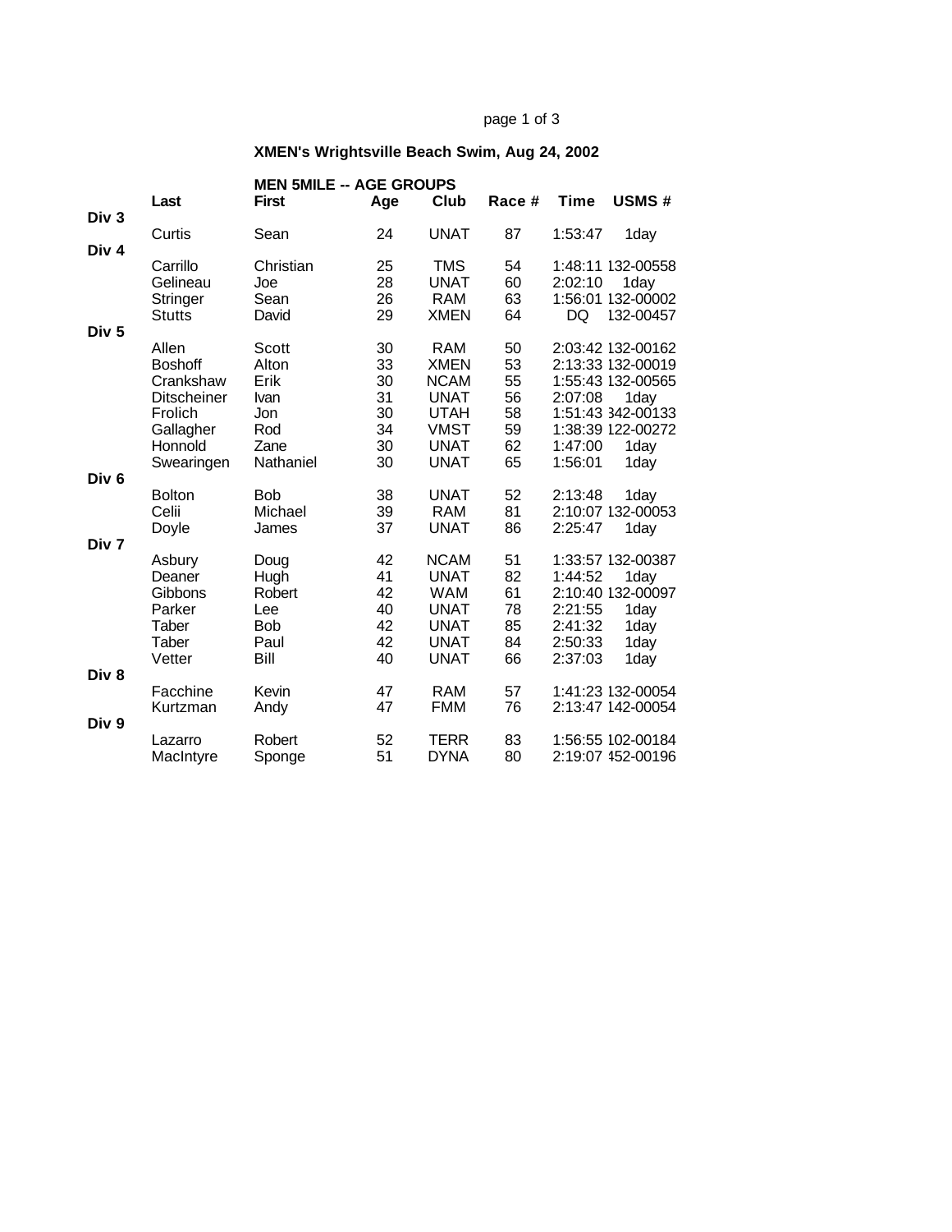# XMEN's Wrightsville Beach Swim, Aug 24, 2002

## MEN 5MILE -- AGE GROUPS

| | Last | First | Age | Club | Race # | Time | USMS # |
|---|---|---|---|---|---|---|---|
| **Div 3** | | | | | | | |
| | Curtis | Sean | 24 | UNAT | 87 | 1:53:47 | 1day |
| **Div 4** | | | | | | | |
| | Carrillo | Christian | 25 | TMS | 54 | 1:48:11 | 132-00558 |
| | Gelineau | Joe | 28 | UNAT | 60 | 2:02:10 | 1day |
| | Stringer | Sean | 26 | RAM | 63 | 1:56:01 | 132-00002 |
| | Stutts | David | 29 | XMEN | 64 | DQ | 132-00457 |
| **Div 5** | | | | | | | |
| | Allen | Scott | 30 | RAM | 50 | 2:03:42 | 132-00162 |
| | Boshoff | Alton | 33 | XMEN | 53 | 2:13:33 | 132-00019 |
| | Crankshaw | Erik | 30 | NCAM | 55 | 1:55:43 | 132-00565 |
| | Ditscheiner | Ivan | 31 | UNAT | 56 | 2:07:08 | 1day |
| | Frolich | Jon | 30 | UTAH | 58 | 1:51:43 | 342-00133 |
| | Gallagher | Rod | 34 | VMST | 59 | 1:38:39 | 122-00272 |
| | Honnold | Zane | 30 | UNAT | 62 | 1:47:00 | 1day |
| | Swearingen | Nathaniel | 30 | UNAT | 65 | 1:56:01 | 1day |
| **Div 6** | | | | | | | |
| | Bolton | Bob | 38 | UNAT | 52 | 2:13:48 | 1day |
| | Celii | Michael | 39 | RAM | 81 | 2:10:07 | 132-00053 |
| | Doyle | James | 37 | UNAT | 86 | 2:25:47 | 1day |
| **Div 7** | | | | | | | |
| | Asbury | Doug | 42 | NCAM | 51 | 1:33:57 | 132-00387 |
| | Deaner | Hugh | 41 | UNAT | 82 | 1:44:52 | 1day |
| | Gibbons | Robert | 42 | WAM | 61 | 2:10:40 | 132-00097 |
| | Parker | Lee | 40 | UNAT | 78 | 2:21:55 | 1day |
| | Taber | Bob | 42 | UNAT | 85 | 2:41:32 | 1day |
| | Taber | Paul | 42 | UNAT | 84 | 2:50:33 | 1day |
| | Vetter | Bill | 40 | UNAT | 66 | 2:37:03 | 1day |
| **Div 8** | | | | | | | |
| | Facchine | Kevin | 47 | RAM | 57 | 1:41:23 | 132-00054 |
| | Kurtzman | Andy | 47 | FMM | 76 | 2:13:47 | 142-00054 |
| **Div 9** | | | | | | | |
| | Lazarro | Robert | 52 | TERR | 83 | 1:56:55 | 102-00184 |
| | MacIntyre | Sponge | 51 | DYNA | 80 | 2:19:07 | 452-00196 |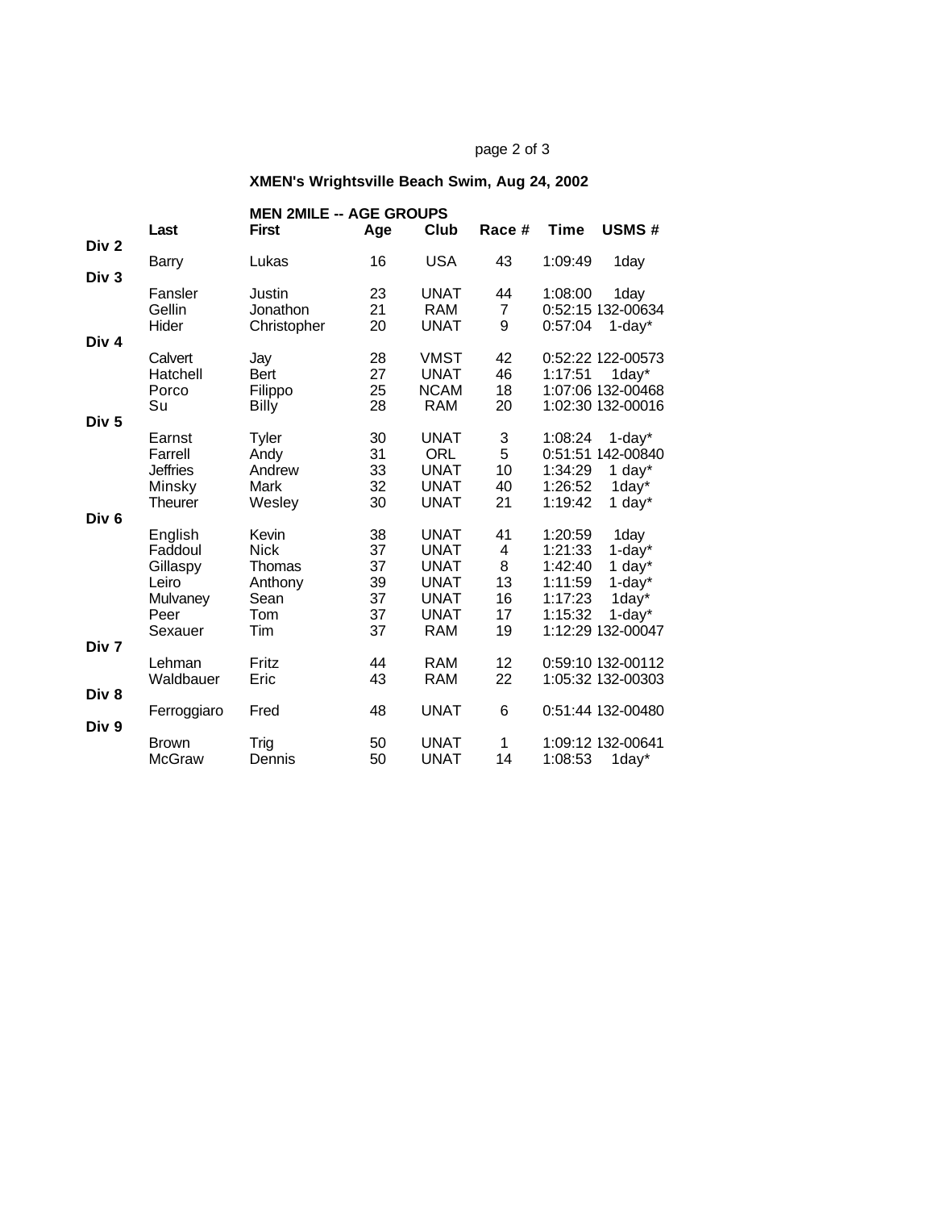## XMEN's Wrightsville Beach Swim, Aug 24, 2002

### MEN 2MILE -- AGE GROUPS

| | Last | First | Age | Club | Race # | Time | USMS # |
|---|---|---|---|---|---|---|---|
| **Div 2** | | | | | | | |
| | Barry | Lukas | 16 | USA | 43 | 1:09:49 | 1day |
| **Div 3** | | | | | | | |
| | Fansler | Justin | 23 | UNAT | 44 | 1:08:00 | 1day |
| | Gellin | Jonathon | 21 | RAM | 7 | 0:52:15 | 132-00634 |
| | Hider | Christopher | 20 | UNAT | 9 | 0:57:04 | 1-day* |
| **Div 4** | | | | | | | |
| | Calvert | Jay | 28 | VMST | 42 | 0:52:22 | 122-00573 |
| | Hatchell | Bert | 27 | UNAT | 46 | 1:17:51 | 1day* |
| | Porco | Filippo | 25 | NCAM | 18 | 1:07:06 | 132-00468 |
| | Su | Billy | 28 | RAM | 20 | 1:02:30 | 132-00016 |
| **Div 5** | | | | | | | |
| | Earnst | Tyler | 30 | UNAT | 3 | 1:08:24 | 1-day* |
| | Farrell | Andy | 31 | ORL | 5 | 0:51:51 | 142-00840 |
| | Jeffries | Andrew | 33 | UNAT | 10 | 1:34:29 | 1 day* |
| | Minsky | Mark | 32 | UNAT | 40 | 1:26:52 | 1day* |
| | Theurer | Wesley | 30 | UNAT | 21 | 1:19:42 | 1 day* |
| **Div 6** | | | | | | | |
| | English | Kevin | 38 | UNAT | 41 | 1:20:59 | 1day |
| | Faddoul | Nick | 37 | UNAT | 4 | 1:21:33 | 1-day* |
| | Gillaspy | Thomas | 37 | UNAT | 8 | 1:42:40 | 1 day* |
| | Leiro | Anthony | 39 | UNAT | 13 | 1:11:59 | 1-day* |
| | Mulvaney | Sean | 37 | UNAT | 16 | 1:17:23 | 1day* |
| | Peer | Tom | 37 | UNAT | 17 | 1:15:32 | 1-day* |
| | Sexauer | Tim | 37 | RAM | 19 | 1:12:29 | 132-00047 |
| **Div 7** | | | | | | | |
| | Lehman | Fritz | 44 | RAM | 12 | 0:59:10 | 132-00112 |
| | Waldbauer | Eric | 43 | RAM | 22 | 1:05:32 | 132-00303 |
| **Div 8** | | | | | | | |
| | Ferroggiaro | Fred | 48 | UNAT | 6 | 0:51:44 | 132-00480 |
| **Div 9** | | | | | | | |
| | Brown | Trig | 50 | UNAT | 1 | 1:09:12 | 132-00641 |
| | McGraw | Dennis | 50 | UNAT | 14 | 1:08:53 | 1day* |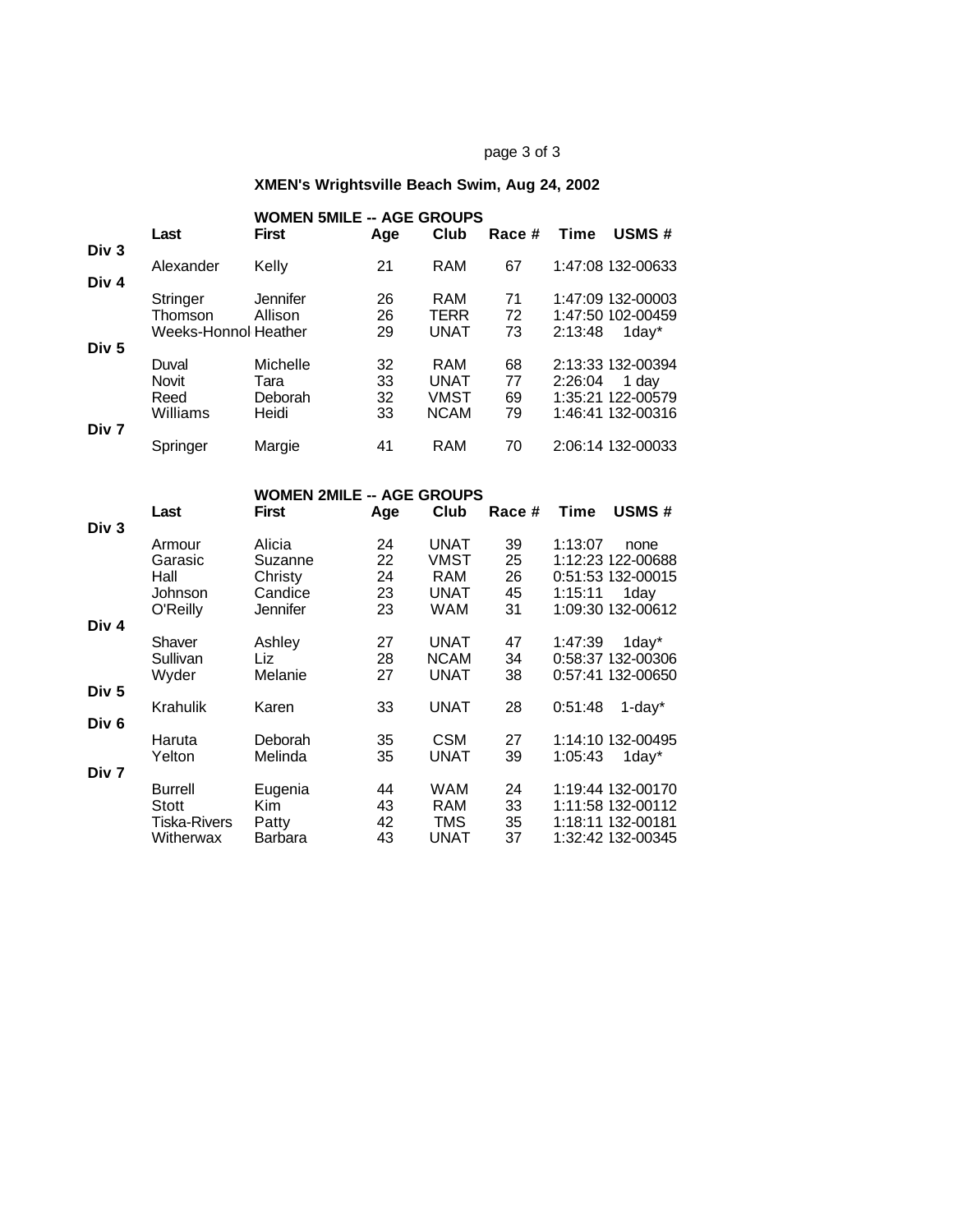## XMEN's Wrightsville Beach Swim, Aug 24, 2002

### WOMEN 5MILE -- AGE GROUPS

| | Last | First | Age | Club | Race # | Time | USMS # |
|---|---|---|---|---|---|---|---|
| **Div 3** | | | | | | | |
| | Alexander | Kelly | 21 | RAM | 67 | 1:47:08 | 132-00633 |
| **Div 4** | | | | | | | |
| | Stringer | Jennifer | 26 | RAM | 71 | 1:47:09 | 132-00003 |
| | Thomson | Allison | 26 | TERR | 72 | 1:47:50 | 102-00459 |
| | Weeks-Honnol | Heather | 29 | UNAT | 73 | 2:13:48 | 1day* |
| **Div 5** | | | | | | | |
| | Duval | Michelle | 32 | RAM | 68 | 2:13:33 | 132-00394 |
| | Novit | Tara | 33 | UNAT | 77 | 2:26:04 | 1 day |
| | Reed | Deborah | 32 | VMST | 69 | 1:35:21 | 122-00579 |
| | Williams | Heidi | 33 | NCAM | 79 | 1:46:41 | 132-00316 |
| **Div 7** | | | | | | | |
| | Springer | Margie | 41 | RAM | 70 | 2:06:14 | 132-00033 |

### WOMEN 2MILE -- AGE GROUPS

| | Last | First | Age | Club | Race # | Time | USMS # |
|---|---|---|---|---|---|---|---|
| **Div 3** | | | | | | | |
| | Armour | Alicia | 24 | UNAT | 39 | 1:13:07 | none |
| | Garasic | Suzanne | 22 | VMST | 25 | 1:12:23 | 122-00688 |
| | Hall | Christy | 24 | RAM | 26 | 0:51:53 | 132-00015 |
| | Johnson | Candice | 23 | UNAT | 45 | 1:15:11 | 1day |
| | O'Reilly | Jennifer | 23 | WAM | 31 | 1:09:30 | 132-00612 |
| **Div 4** | | | | | | | |
| | Shaver | Ashley | 27 | UNAT | 47 | 1:47:39 | 1day* |
| | Sullivan | Liz | 28 | NCAM | 34 | 0:58:37 | 132-00306 |
| | Wyder | Melanie | 27 | UNAT | 38 | 0:57:41 | 132-00650 |
| **Div 5** | | | | | | | |
| | Krahulik | Karen | 33 | UNAT | 28 | 0:51:48 | 1-day* |
| **Div 6** | | | | | | | |
| | Haruta | Deborah | 35 | CSM | 27 | 1:14:10 | 132-00495 |
| | Yelton | Melinda | 35 | UNAT | 39 | 1:05:43 | 1day* |
| **Div 7** | | | | | | | |
| | Burrell | Eugenia | 44 | WAM | 24 | 1:19:44 | 132-00170 |
| | Stott | Kim | 43 | RAM | 33 | 1:11:58 | 132-00112 |
| | Tiska-Rivers | Patty | 42 | TMS | 35 | 1:18:11 | 132-00181 |
| | Witherwax | Barbara | 43 | UNAT | 37 | 1:32:42 | 132-00345 |